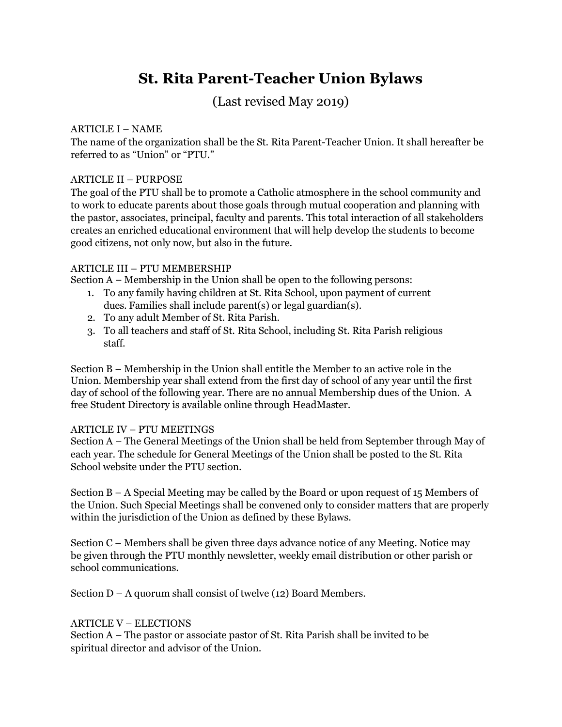# St. Rita Parent-Teacher Union Bylaws

(Last revised May 2019)

ARTICLE I – NAME

The name of the organization shall be the St. Rita Parent-Teacher Union. It shall hereafter be referred to as "Union" or "PTU."

ARTICLE II – PURPOSE

The goal of the PTU shall be to promote a Catholic atmosphere in the school community and to work to educate parents about those goals through mutual cooperation and planning with the pastor, associates, principal, faculty and parents. This total interaction of all stakeholders creates an enriched educational environment that will help develop the students to become good citizens, not only now, but also in the future.

ARTICLE III – PTU MEMBERSHIP

Section A – Membership in the Union shall be open to the following persons:

1. To any family having children at St. Rita School, upon payment of current dues. Families shall include parent(s) or legal guardian(s).
2. To any adult Member of St. Rita Parish.
3. To all teachers and staff of St. Rita School, including St. Rita Parish religious staff.

Section B – Membership in the Union shall entitle the Member to an active role in the Union. Membership year shall extend from the first day of school of any year until the first day of school of the following year. There are no annual Membership dues of the Union. A free Student Directory is available online through HeadMaster.

ARTICLE IV – PTU MEETINGS

Section A – The General Meetings of the Union shall be held from September through May of each year. The schedule for General Meetings of the Union shall be posted to the St. Rita School website under the PTU section.

Section B – A Special Meeting may be called by the Board or upon request of 15 Members of the Union. Such Special Meetings shall be convened only to consider matters that are properly within the jurisdiction of the Union as defined by these Bylaws.

Section C – Members shall be given three days advance notice of any Meeting. Notice may be given through the PTU monthly newsletter, weekly email distribution or other parish or school communications.

Section D – A quorum shall consist of twelve (12) Board Members.

ARTICLE V – ELECTIONS

Section A – The pastor or associate pastor of St. Rita Parish shall be invited to be spiritual director and advisor of the Union.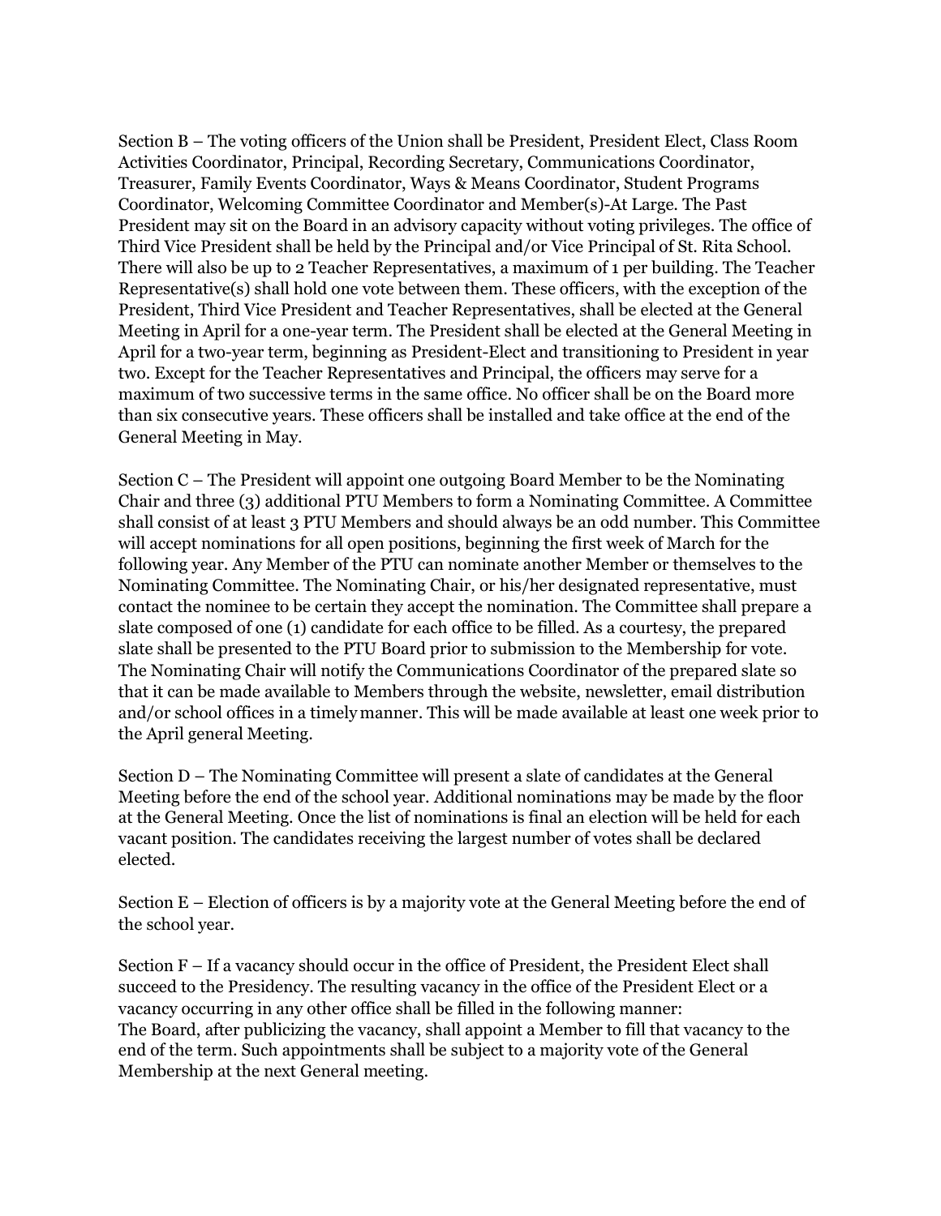Section B – The voting officers of the Union shall be President, President Elect, Class Room Activities Coordinator, Principal, Recording Secretary, Communications Coordinator, Treasurer, Family Events Coordinator, Ways & Means Coordinator, Student Programs Coordinator, Welcoming Committee Coordinator and Member(s)-At Large. The Past President may sit on the Board in an advisory capacity without voting privileges. The office of Third Vice President shall be held by the Principal and/or Vice Principal of St. Rita School. There will also be up to 2 Teacher Representatives, a maximum of 1 per building. The Teacher Representative(s) shall hold one vote between them. These officers, with the exception of the President, Third Vice President and Teacher Representatives, shall be elected at the General Meeting in April for a one-year term. The President shall be elected at the General Meeting in April for a two-year term, beginning as President-Elect and transitioning to President in year two. Except for the Teacher Representatives and Principal, the officers may serve for a maximum of two successive terms in the same office. No officer shall be on the Board more than six consecutive years. These officers shall be installed and take office at the end of the General Meeting in May.

Section C – The President will appoint one outgoing Board Member to be the Nominating Chair and three (3) additional PTU Members to form a Nominating Committee. A Committee shall consist of at least 3 PTU Members and should always be an odd number. This Committee will accept nominations for all open positions, beginning the first week of March for the following year. Any Member of the PTU can nominate another Member or themselves to the Nominating Committee. The Nominating Chair, or his/her designated representative, must contact the nominee to be certain they accept the nomination. The Committee shall prepare a slate composed of one (1) candidate for each office to be filled. As a courtesy, the prepared slate shall be presented to the PTU Board prior to submission to the Membership for vote. The Nominating Chair will notify the Communications Coordinator of the prepared slate so that it can be made available to Members through the website, newsletter, email distribution and/or school offices in a timely manner. This will be made available at least one week prior to the April general Meeting.

Section D – The Nominating Committee will present a slate of candidates at the General Meeting before the end of the school year. Additional nominations may be made by the floor at the General Meeting. Once the list of nominations is final an election will be held for each vacant position. The candidates receiving the largest number of votes shall be declared elected.

Section E – Election of officers is by a majority vote at the General Meeting before the end of the school year.

Section F – If a vacancy should occur in the office of President, the President Elect shall succeed to the Presidency. The resulting vacancy in the office of the President Elect or a vacancy occurring in any other office shall be filled in the following manner:
The Board, after publicizing the vacancy, shall appoint a Member to fill that vacancy to the end of the term. Such appointments shall be subject to a majority vote of the General Membership at the next General meeting.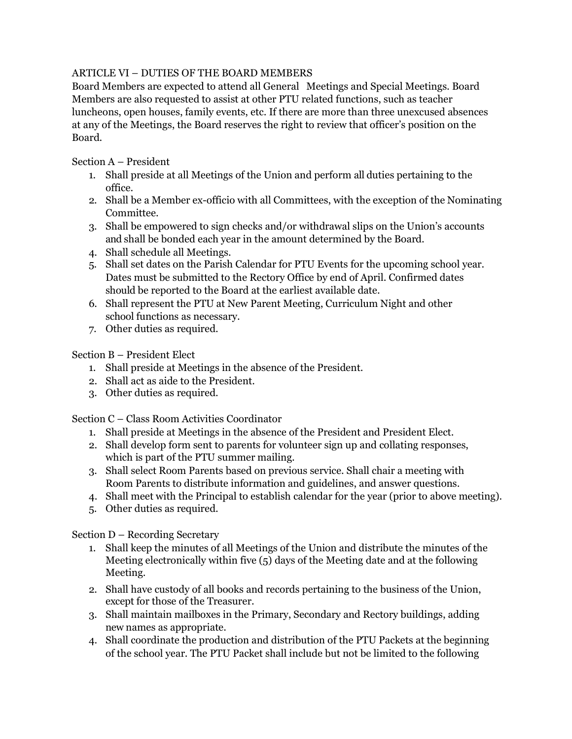## ARTICLE VI – DUTIES OF THE BOARD MEMBERS

Board Members are expected to attend all General Meetings and Special Meetings. Board Members are also requested to assist at other PTU related functions, such as teacher luncheons, open houses, family events, etc. If there are more than three unexcused absences at any of the Meetings, the Board reserves the right to review that officer's position on the Board.

### Section A – President

1. Shall preside at all Meetings of the Union and perform all duties pertaining to the office.
2. Shall be a Member ex-officio with all Committees, with the exception of the Nominating Committee.
3. Shall be empowered to sign checks and/or withdrawal slips on the Union's accounts and shall be bonded each year in the amount determined by the Board.
4. Shall schedule all Meetings.
5. Shall set dates on the Parish Calendar for PTU Events for the upcoming school year. Dates must be submitted to the Rectory Office by end of April. Confirmed dates should be reported to the Board at the earliest available date.
6. Shall represent the PTU at New Parent Meeting, Curriculum Night and other school functions as necessary.
7. Other duties as required.

### Section B – President Elect

1. Shall preside at Meetings in the absence of the President.
2. Shall act as aide to the President.
3. Other duties as required.

### Section C – Class Room Activities Coordinator

1. Shall preside at Meetings in the absence of the President and President Elect.
2. Shall develop form sent to parents for volunteer sign up and collating responses, which is part of the PTU summer mailing.
3. Shall select Room Parents based on previous service. Shall chair a meeting with Room Parents to distribute information and guidelines, and answer questions.
4. Shall meet with the Principal to establish calendar for the year (prior to above meeting).
5. Other duties as required.

### Section D – Recording Secretary

1. Shall keep the minutes of all Meetings of the Union and distribute the minutes of the Meeting electronically within five (5) days of the Meeting date and at the following Meeting.
2. Shall have custody of all books and records pertaining to the business of the Union, except for those of the Treasurer.
3. Shall maintain mailboxes in the Primary, Secondary and Rectory buildings, adding new names as appropriate.
4. Shall coordinate the production and distribution of the PTU Packets at the beginning of the school year. The PTU Packet shall include but not be limited to the following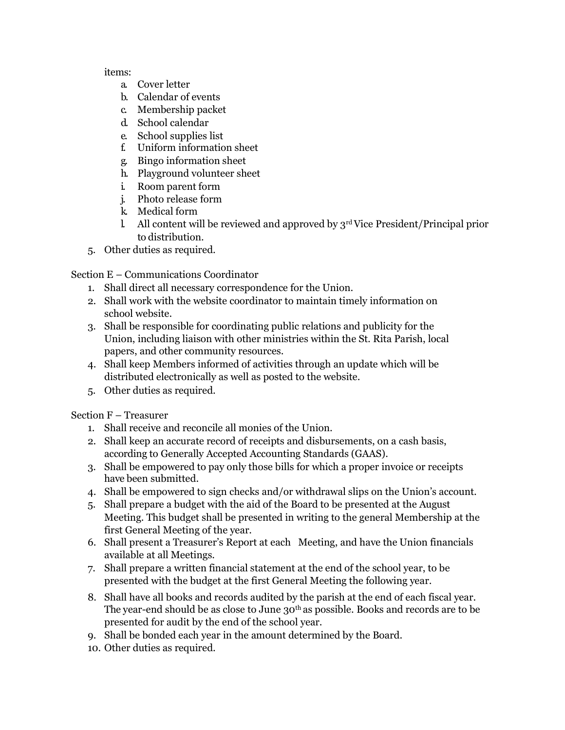items:

  a. Cover letter
  b. Calendar of events
  c. Membership packet
  d. School calendar
  e. School supplies list
  f. Uniform information sheet
  g. Bingo information sheet
  h. Playground volunteer sheet
  i. Room parent form
  j. Photo release form
  k. Medical form
  l. All content will be reviewed and approved by 3rd Vice President/Principal prior to distribution.

5. Other duties as required.

Section E – Communications Coordinator

1. Shall direct all necessary correspondence for the Union.
2. Shall work with the website coordinator to maintain timely information on school website.
3. Shall be responsible for coordinating public relations and publicity for the Union, including liaison with other ministries within the St. Rita Parish, local papers, and other community resources.
4. Shall keep Members informed of activities through an update which will be distributed electronically as well as posted to the website.
5. Other duties as required.

Section F – Treasurer

1. Shall receive and reconcile all monies of the Union.
2. Shall keep an accurate record of receipts and disbursements, on a cash basis, according to Generally Accepted Accounting Standards (GAAS).
3. Shall be empowered to pay only those bills for which a proper invoice or receipts have been submitted.
4. Shall be empowered to sign checks and/or withdrawal slips on the Union's account.
5. Shall prepare a budget with the aid of the Board to be presented at the August Meeting. This budget shall be presented in writing to the general Membership at the first General Meeting of the year.
6. Shall present a Treasurer's Report at each Meeting, and have the Union financials available at all Meetings.
7. Shall prepare a written financial statement at the end of the school year, to be presented with the budget at the first General Meeting the following year.
8. Shall have all books and records audited by the parish at the end of each fiscal year. The year-end should be as close to June 30th as possible. Books and records are to be presented for audit by the end of the school year.
9. Shall be bonded each year in the amount determined by the Board.
10. Other duties as required.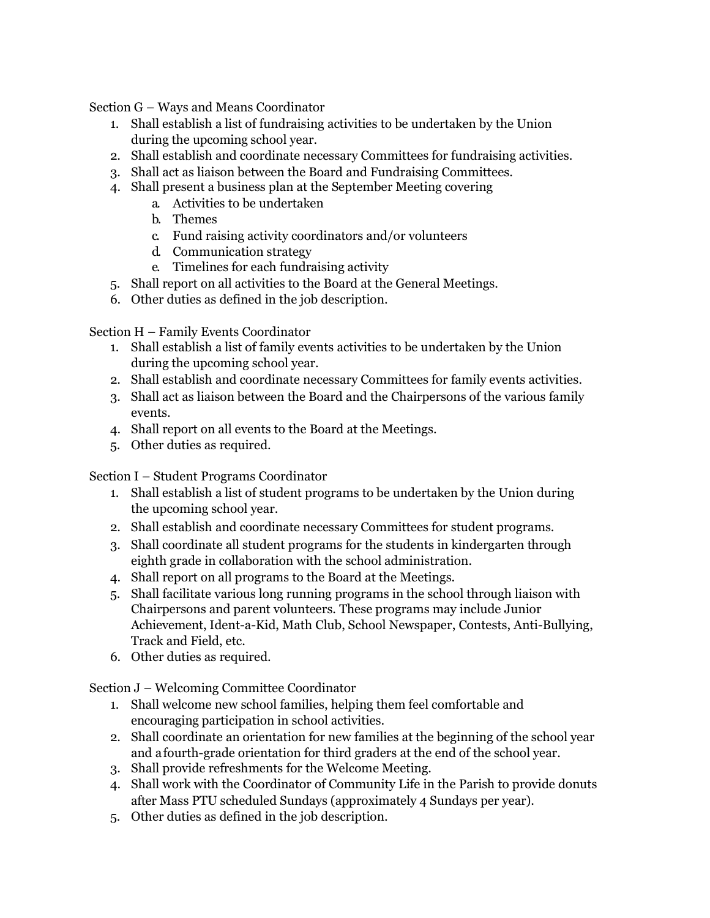Section G – Ways and Means Coordinator

1. Shall establish a list of fundraising activities to be undertaken by the Union during the upcoming school year.
2. Shall establish and coordinate necessary Committees for fundraising activities.
3. Shall act as liaison between the Board and Fundraising Committees.
4. Shall present a business plan at the September Meeting covering
   a. Activities to be undertaken
   b. Themes
   c. Fund raising activity coordinators and/or volunteers
   d. Communication strategy
   e. Timelines for each fundraising activity
5. Shall report on all activities to the Board at the General Meetings.
6. Other duties as defined in the job description.

Section H – Family Events Coordinator

1. Shall establish a list of family events activities to be undertaken by the Union during the upcoming school year.
2. Shall establish and coordinate necessary Committees for family events activities.
3. Shall act as liaison between the Board and the Chairpersons of the various family events.
4. Shall report on all events to the Board at the Meetings.
5. Other duties as required.

Section I – Student Programs Coordinator

1. Shall establish a list of student programs to be undertaken by the Union during the upcoming school year.
2. Shall establish and coordinate necessary Committees for student programs.
3. Shall coordinate all student programs for the students in kindergarten through eighth grade in collaboration with the school administration.
4. Shall report on all programs to the Board at the Meetings.
5. Shall facilitate various long running programs in the school through liaison with Chairpersons and parent volunteers. These programs may include Junior Achievement, Ident-a-Kid, Math Club, School Newspaper, Contests, Anti-Bullying, Track and Field, etc.
6. Other duties as required.

Section J – Welcoming Committee Coordinator

1. Shall welcome new school families, helping them feel comfortable and encouraging participation in school activities.
2. Shall coordinate an orientation for new families at the beginning of the school year and a fourth-grade orientation for third graders at the end of the school year.
3. Shall provide refreshments for the Welcome Meeting.
4. Shall work with the Coordinator of Community Life in the Parish to provide donuts after Mass PTU scheduled Sundays (approximately 4 Sundays per year).
5. Other duties as defined in the job description.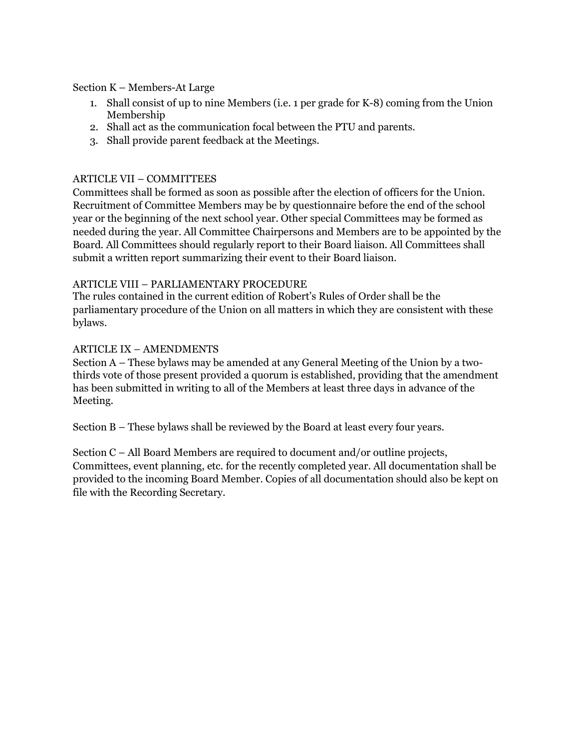Section K – Members-At Large

1. Shall consist of up to nine Members (i.e. 1 per grade for K-8) coming from the Union Membership
2. Shall act as the communication focal between the PTU and parents.
3. Shall provide parent feedback at the Meetings.

## ARTICLE VII – COMMITTEES

Committees shall be formed as soon as possible after the election of officers for the Union. Recruitment of Committee Members may be by questionnaire before the end of the school year or the beginning of the next school year. Other special Committees may be formed as needed during the year. All Committee Chairpersons and Members are to be appointed by the Board. All Committees should regularly report to their Board liaison. All Committees shall submit a written report summarizing their event to their Board liaison.

## ARTICLE VIII – PARLIAMENTARY PROCEDURE

The rules contained in the current edition of Robert's Rules of Order shall be the parliamentary procedure of the Union on all matters in which they are consistent with these bylaws.

## ARTICLE IX – AMENDMENTS

Section A – These bylaws may be amended at any General Meeting of the Union by a two-thirds vote of those present provided a quorum is established, providing that the amendment has been submitted in writing to all of the Members at least three days in advance of the Meeting.

Section B – These bylaws shall be reviewed by the Board at least every four years.

Section C – All Board Members are required to document and/or outline projects, Committees, event planning, etc. for the recently completed year. All documentation shall be provided to the incoming Board Member. Copies of all documentation should also be kept on file with the Recording Secretary.